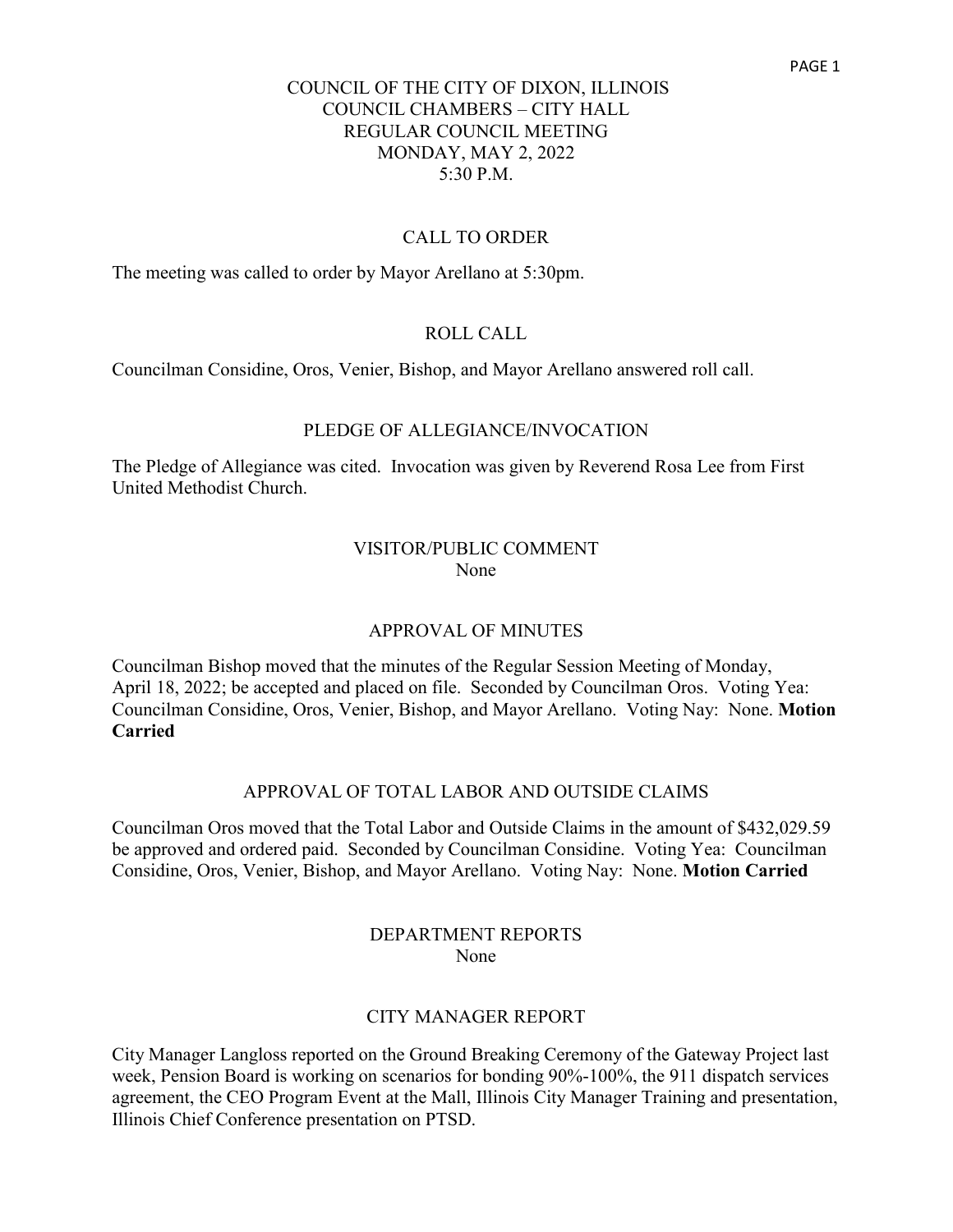# COUNCIL OF THE CITY OF DIXON, ILLINOIS
## COUNCIL CHAMBERS – CITY HALL
## REGULAR COUNCIL MEETING
## MONDAY, MAY 2, 2022
## 5:30 P.M.

### CALL TO ORDER

The meeting was called to order by Mayor Arellano at 5:30pm.

### ROLL CALL

Councilman Considine, Oros, Venier, Bishop, and Mayor Arellano answered roll call.

### PLEDGE OF ALLEGIANCE/INVOCATION

The Pledge of Allegiance was cited. Invocation was given by Reverend Rosa Lee from First United Methodist Church.

### VISITOR/PUBLIC COMMENT

None

### APPROVAL OF MINUTES

Councilman Bishop moved that the minutes of the Regular Session Meeting of Monday, April 18, 2022; be accepted and placed on file. Seconded by Councilman Oros. Voting Yea: Councilman Considine, Oros, Venier, Bishop, and Mayor Arellano. Voting Nay: None. **Motion Carried**

### APPROVAL OF TOTAL LABOR AND OUTSIDE CLAIMS

Councilman Oros moved that the Total Labor and Outside Claims in the amount of $432,029.59 be approved and ordered paid. Seconded by Councilman Considine. Voting Yea: Councilman Considine, Oros, Venier, Bishop, and Mayor Arellano. Voting Nay: None. **Motion Carried**

### DEPARTMENT REPORTS

None

### CITY MANAGER REPORT

City Manager Langloss reported on the Ground Breaking Ceremony of the Gateway Project last week, Pension Board is working on scenarios for bonding 90%-100%, the 911 dispatch services agreement, the CEO Program Event at the Mall, Illinois City Manager Training and presentation, Illinois Chief Conference presentation on PTSD.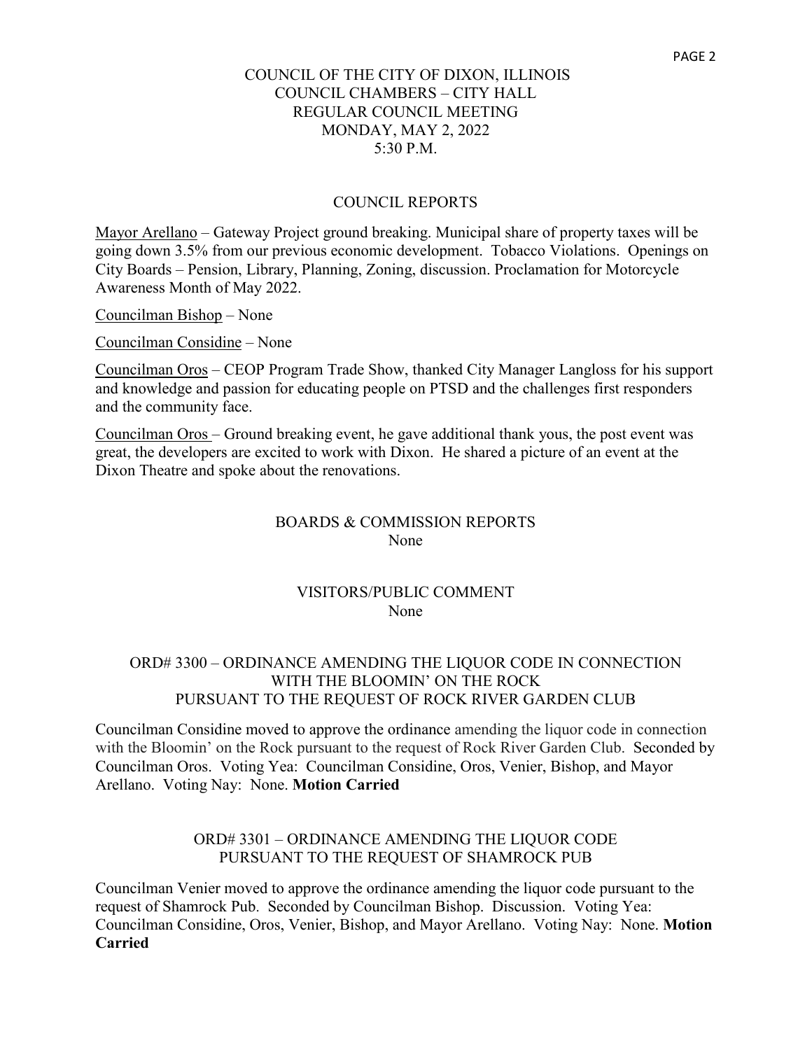COUNCIL OF THE CITY OF DIXON, ILLINOIS
COUNCIL CHAMBERS – CITY HALL
REGULAR COUNCIL MEETING
MONDAY, MAY 2, 2022
5:30 P.M.

## COUNCIL REPORTS

Mayor Arellano – Gateway Project ground breaking. Municipal share of property taxes will be going down 3.5% from our previous economic development. Tobacco Violations. Openings on City Boards – Pension, Library, Planning, Zoning, discussion. Proclamation for Motorcycle Awareness Month of May 2022.

Councilman Bishop – None

Councilman Considine – None

Councilman Oros – CEOP Program Trade Show, thanked City Manager Langloss for his support and knowledge and passion for educating people on PTSD and the challenges first responders and the community face.

Councilman Oros – Ground breaking event, he gave additional thank yous, the post event was great, the developers are excited to work with Dixon. He shared a picture of an event at the Dixon Theatre and spoke about the renovations.

## BOARDS & COMMISSION REPORTS

None

## VISITORS/PUBLIC COMMENT

None

## ORD# 3300 – ORDINANCE AMENDING THE LIQUOR CODE IN CONNECTION WITH THE BLOOMIN' ON THE ROCK PURSUANT TO THE REQUEST OF ROCK RIVER GARDEN CLUB

Councilman Considine moved to approve the ordinance amending the liquor code in connection with the Bloomin' on the Rock pursuant to the request of Rock River Garden Club. Seconded by Councilman Oros. Voting Yea: Councilman Considine, Oros, Venier, Bishop, and Mayor Arellano. Voting Nay: None. **Motion Carried**

## ORD# 3301 – ORDINANCE AMENDING THE LIQUOR CODE PURSUANT TO THE REQUEST OF SHAMROCK PUB

Councilman Venier moved to approve the ordinance amending the liquor code pursuant to the request of Shamrock Pub. Seconded by Councilman Bishop. Discussion. Voting Yea: Councilman Considine, Oros, Venier, Bishop, and Mayor Arellano. Voting Nay: None. **Motion Carried**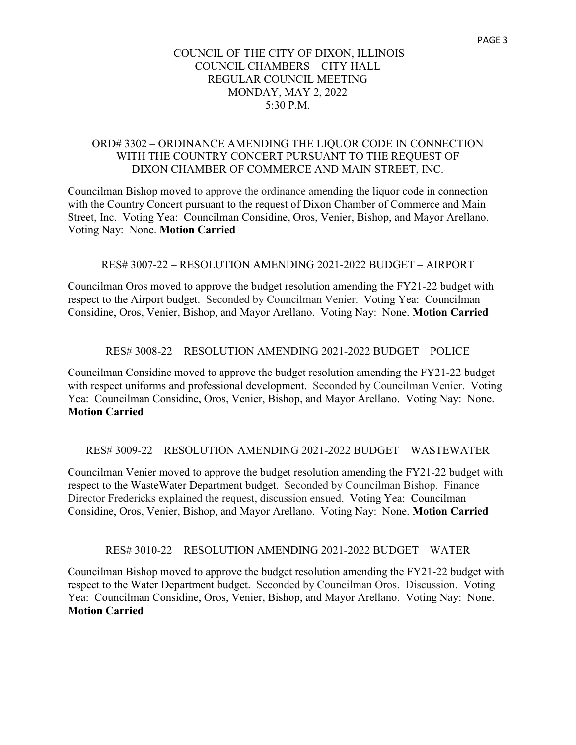COUNCIL OF THE CITY OF DIXON, ILLINOIS
COUNCIL CHAMBERS – CITY HALL
REGULAR COUNCIL MEETING
MONDAY, MAY 2, 2022
5:30 P.M.

ORD# 3302 – ORDINANCE AMENDING THE LIQUOR CODE IN CONNECTION WITH THE COUNTRY CONCERT PURSUANT TO THE REQUEST OF DIXON CHAMBER OF COMMERCE AND MAIN STREET, INC.

Councilman Bishop moved to approve the ordinance amending the liquor code in connection with the Country Concert pursuant to the request of Dixon Chamber of Commerce and Main Street, Inc. Voting Yea: Councilman Considine, Oros, Venier, Bishop, and Mayor Arellano. Voting Nay: None. **Motion Carried**

RES# 3007-22 – RESOLUTION AMENDING 2021-2022 BUDGET – AIRPORT

Councilman Oros moved to approve the budget resolution amending the FY21-22 budget with respect to the Airport budget. Seconded by Councilman Venier. Voting Yea: Councilman Considine, Oros, Venier, Bishop, and Mayor Arellano. Voting Nay: None. **Motion Carried**

RES# 3008-22 – RESOLUTION AMENDING 2021-2022 BUDGET – POLICE

Councilman Considine moved to approve the budget resolution amending the FY21-22 budget with respect uniforms and professional development. Seconded by Councilman Venier. Voting Yea: Councilman Considine, Oros, Venier, Bishop, and Mayor Arellano. Voting Nay: None. **Motion Carried**

RES# 3009-22 – RESOLUTION AMENDING 2021-2022 BUDGET – WASTEWATER

Councilman Venier moved to approve the budget resolution amending the FY21-22 budget with respect to the WasteWater Department budget. Seconded by Councilman Bishop. Finance Director Fredericks explained the request, discussion ensued. Voting Yea: Councilman Considine, Oros, Venier, Bishop, and Mayor Arellano. Voting Nay: None. **Motion Carried**

RES# 3010-22 – RESOLUTION AMENDING 2021-2022 BUDGET – WATER

Councilman Bishop moved to approve the budget resolution amending the FY21-22 budget with respect to the Water Department budget. Seconded by Councilman Oros. Discussion. Voting Yea: Councilman Considine, Oros, Venier, Bishop, and Mayor Arellano. Voting Nay: None. **Motion Carried**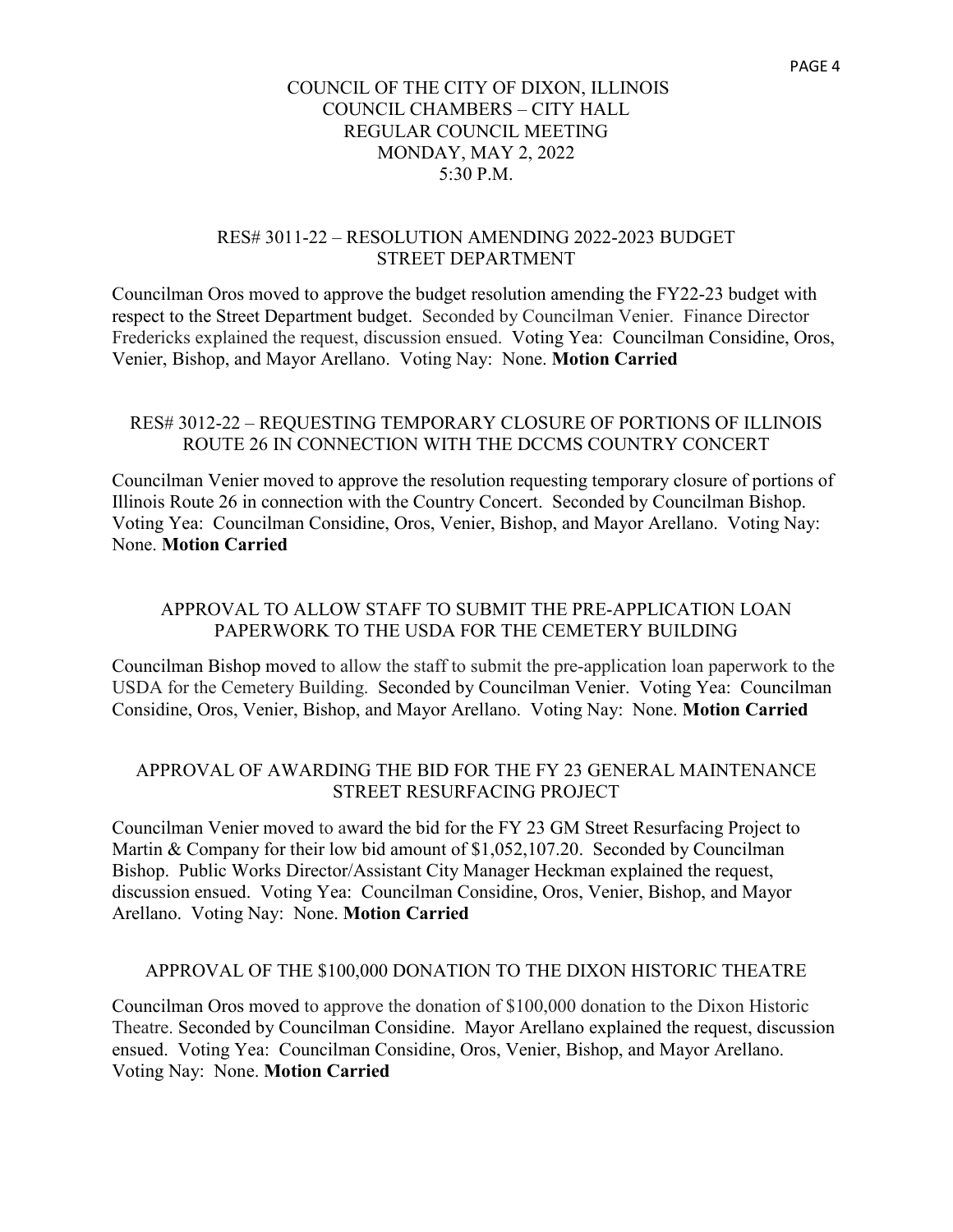COUNCIL OF THE CITY OF DIXON, ILLINOIS
COUNCIL CHAMBERS – CITY HALL
REGULAR COUNCIL MEETING
MONDAY, MAY 2, 2022
5:30 P.M.

### RES# 3011-22 – RESOLUTION AMENDING 2022-2023 BUDGET STREET DEPARTMENT

Councilman Oros moved to approve the budget resolution amending the FY22-23 budget with respect to the Street Department budget. Seconded by Councilman Venier. Finance Director Fredericks explained the request, discussion ensued. Voting Yea: Councilman Considine, Oros, Venier, Bishop, and Mayor Arellano. Voting Nay: None. **Motion Carried**

### RES# 3012-22 – REQUESTING TEMPORARY CLOSURE OF PORTIONS OF ILLINOIS ROUTE 26 IN CONNECTION WITH THE DCCMS COUNTRY CONCERT

Councilman Venier moved to approve the resolution requesting temporary closure of portions of Illinois Route 26 in connection with the Country Concert. Seconded by Councilman Bishop. Voting Yea: Councilman Considine, Oros, Venier, Bishop, and Mayor Arellano. Voting Nay: None. **Motion Carried**

### APPROVAL TO ALLOW STAFF TO SUBMIT THE PRE-APPLICATION LOAN PAPERWORK TO THE USDA FOR THE CEMETERY BUILDING

Councilman Bishop moved to allow the staff to submit the pre-application loan paperwork to the USDA for the Cemetery Building. Seconded by Councilman Venier. Voting Yea: Councilman Considine, Oros, Venier, Bishop, and Mayor Arellano. Voting Nay: None. **Motion Carried**

### APPROVAL OF AWARDING THE BID FOR THE FY 23 GENERAL MAINTENANCE STREET RESURFACING PROJECT

Councilman Venier moved to award the bid for the FY 23 GM Street Resurfacing Project to Martin & Company for their low bid amount of $1,052,107.20. Seconded by Councilman Bishop. Public Works Director/Assistant City Manager Heckman explained the request, discussion ensued. Voting Yea: Councilman Considine, Oros, Venier, Bishop, and Mayor Arellano. Voting Nay: None. **Motion Carried**

### APPROVAL OF THE $100,000 DONATION TO THE DIXON HISTORIC THEATRE

Councilman Oros moved to approve the donation of $100,000 donation to the Dixon Historic Theatre. Seconded by Councilman Considine. Mayor Arellano explained the request, discussion ensued. Voting Yea: Councilman Considine, Oros, Venier, Bishop, and Mayor Arellano. Voting Nay: None. **Motion Carried**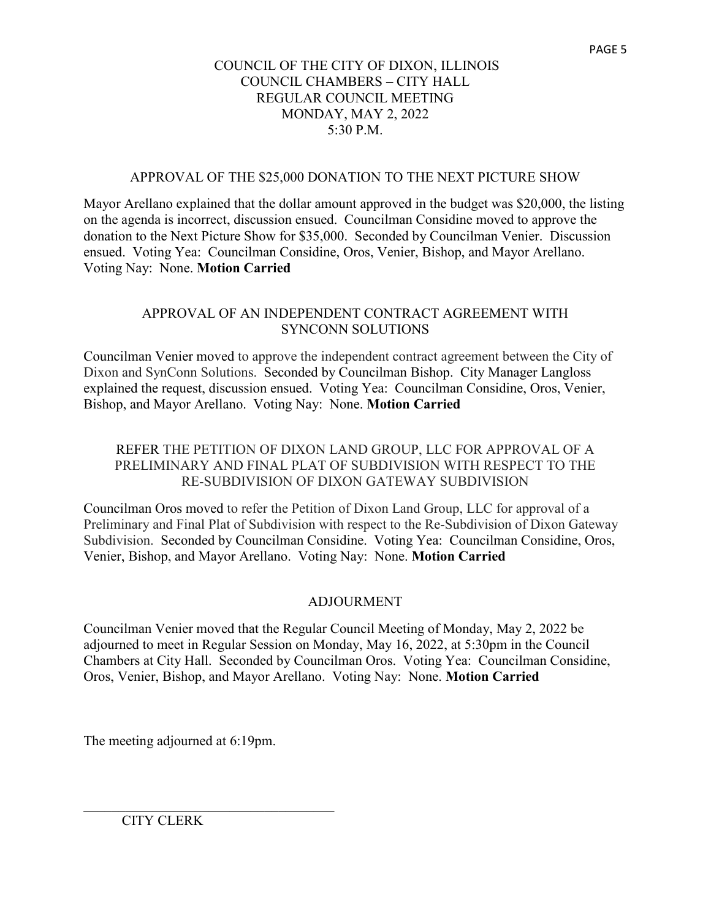COUNCIL OF THE CITY OF DIXON, ILLINOIS
COUNCIL CHAMBERS – CITY HALL
REGULAR COUNCIL MEETING
MONDAY, MAY 2, 2022
5:30 P.M.

## APPROVAL OF THE $25,000 DONATION TO THE NEXT PICTURE SHOW

Mayor Arellano explained that the dollar amount approved in the budget was $20,000, the listing on the agenda is incorrect, discussion ensued. Councilman Considine moved to approve the donation to the Next Picture Show for $35,000. Seconded by Councilman Venier. Discussion ensued. Voting Yea: Councilman Considine, Oros, Venier, Bishop, and Mayor Arellano. Voting Nay: None. **Motion Carried**

## APPROVAL OF AN INDEPENDENT CONTRACT AGREEMENT WITH SYNCONN SOLUTIONS

Councilman Venier moved to approve the independent contract agreement between the City of Dixon and SynConn Solutions. Seconded by Councilman Bishop. City Manager Langloss explained the request, discussion ensued. Voting Yea: Councilman Considine, Oros, Venier, Bishop, and Mayor Arellano. Voting Nay: None. **Motion Carried**

## REFER THE PETITION OF DIXON LAND GROUP, LLC FOR APPROVAL OF A PRELIMINARY AND FINAL PLAT OF SUBDIVISION WITH RESPECT TO THE RE-SUBDIVISION OF DIXON GATEWAY SUBDIVISION

Councilman Oros moved to refer the Petition of Dixon Land Group, LLC for approval of a Preliminary and Final Plat of Subdivision with respect to the Re-Subdivision of Dixon Gateway Subdivision. Seconded by Councilman Considine. Voting Yea: Councilman Considine, Oros, Venier, Bishop, and Mayor Arellano. Voting Nay: None. **Motion Carried**

## ADJOURMENT

Councilman Venier moved that the Regular Council Meeting of Monday, May 2, 2022 be adjourned to meet in Regular Session on Monday, May 16, 2022, at 5:30pm in the Council Chambers at City Hall. Seconded by Councilman Oros. Voting Yea: Councilman Considine, Oros, Venier, Bishop, and Mayor Arellano. Voting Nay: None. **Motion Carried**

The meeting adjourned at 6:19pm.

\_\_\_\_\_\_\_\_\_\_\_\_\_\_\_\_\_\_\_\_\_\_\_\_\_\_\_\_\_\_\_\_\_\_\_\_

CITY CLERK